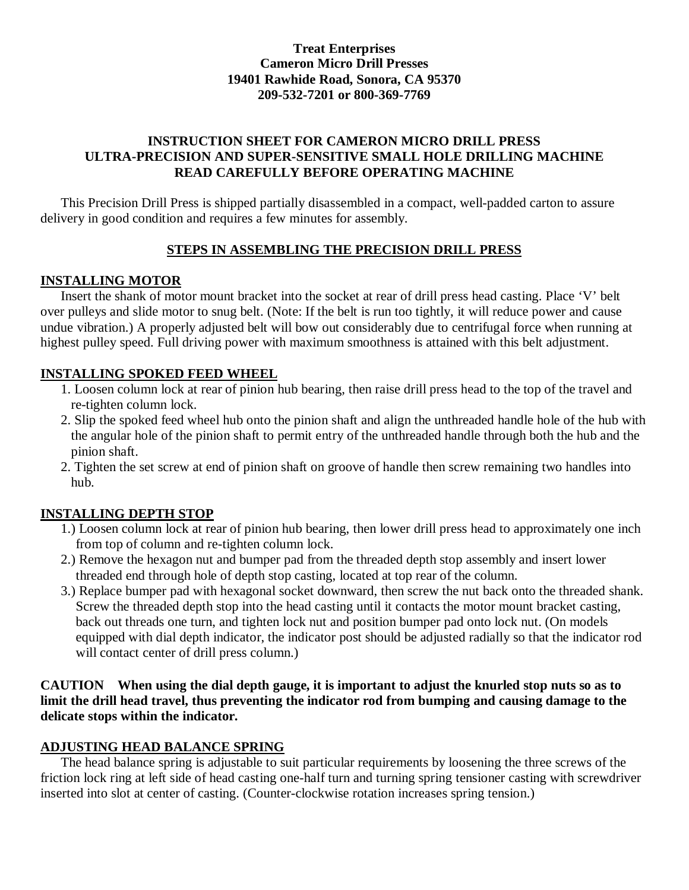**Treat Enterprises**
**Cameron Micro Drill Presses**
**19401 Rawhide Road, Sonora, CA 95370**
**209-532-7201 or 800-369-7769**

# INSTRUCTION SHEET FOR CAMERON MICRO DRILL PRESS
# ULTRA-PRECISION AND SUPER-SENSITIVE SMALL HOLE DRILLING MACHINE
# READ CAREFULLY BEFORE OPERATING MACHINE

This Precision Drill Press is shipped partially disassembled in a compact, well-padded carton to assure delivery in good condition and requires a few minutes for assembly.

## STEPS IN ASSEMBLING THE PRECISION DRILL PRESS

### INSTALLING MOTOR

Insert the shank of motor mount bracket into the socket at rear of drill press head casting. Place 'V' belt over pulleys and slide motor to snug belt. (Note: If the belt is run too tightly, it will reduce power and cause undue vibration.) A properly adjusted belt will bow out considerably due to centrifugal force when running at highest pulley speed. Full driving power with maximum smoothness is attained with this belt adjustment.

### INSTALLING SPOKED FEED WHEEL

1. Loosen column lock at rear of pinion hub bearing, then raise drill press head to the top of the travel and re-tighten column lock.
2. Slip the spoked feed wheel hub onto the pinion shaft and align the unthreaded handle hole of the hub with the angular hole of the pinion shaft to permit entry of the unthreaded handle through both the hub and the pinion shaft.
2. Tighten the set screw at end of pinion shaft on groove of handle then screw remaining two handles into hub.

### INSTALLING DEPTH STOP

1.) Loosen column lock at rear of pinion hub bearing, then lower drill press head to approximately one inch from top of column and re-tighten column lock.

2.) Remove the hexagon nut and bumper pad from the threaded depth stop assembly and insert lower threaded end through hole of depth stop casting, located at top rear of the column.

3.) Replace bumper pad with hexagonal socket downward, then screw the nut back onto the threaded shank. Screw the threaded depth stop into the head casting until it contacts the motor mount bracket casting, back out threads one turn, and tighten lock nut and position bumper pad onto lock nut. (On models equipped with dial depth indicator, the indicator post should be adjusted radially so that the indicator rod will contact center of drill press column.)

**CAUTION When using the dial depth gauge, it is important to adjust the knurled stop nuts so as to limit the drill head travel, thus preventing the indicator rod from bumping and causing damage to the delicate stops within the indicator.**

### ADJUSTING HEAD BALANCE SPRING

The head balance spring is adjustable to suit particular requirements by loosening the three screws of the friction lock ring at left side of head casting one-half turn and turning spring tensioner casting with screwdriver inserted into slot at center of casting. (Counter-clockwise rotation increases spring tension.)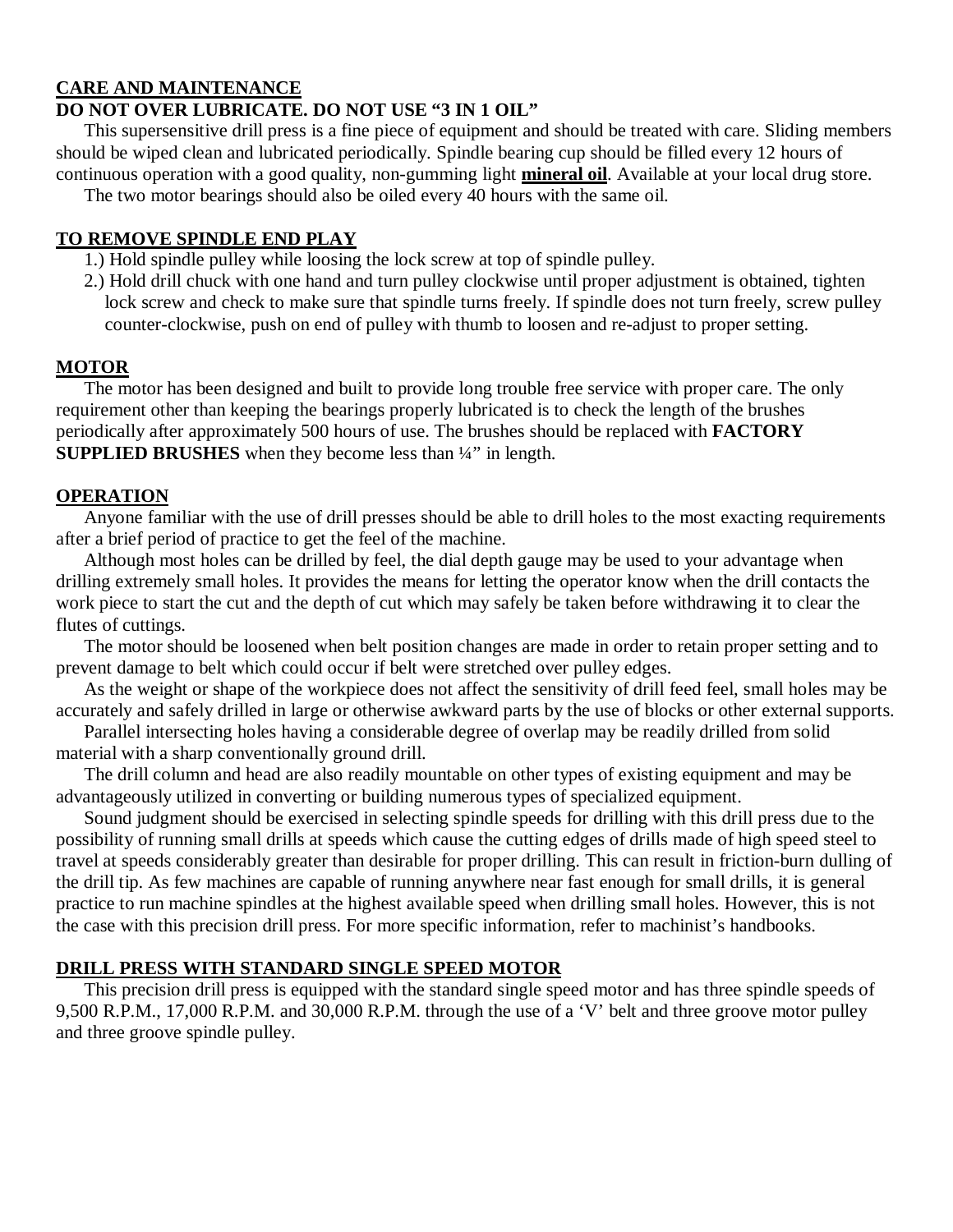## CARE AND MAINTENANCE

**DO NOT OVER LUBRICATE. DO NOT USE "3 IN 1 OIL"**

This supersensitive drill press is a fine piece of equipment and should be treated with care. Sliding members should be wiped clean and lubricated periodically. Spindle bearing cup should be filled every 12 hours of continuous operation with a good quality, non-gumming light **mineral oil**. Available at your local drug store.

The two motor bearings should also be oiled every 40 hours with the same oil.

## TO REMOVE SPINDLE END PLAY

1.) Hold spindle pulley while loosing the lock screw at top of spindle pulley.

2.) Hold drill chuck with one hand and turn pulley clockwise until proper adjustment is obtained, tighten lock screw and check to make sure that spindle turns freely. If spindle does not turn freely, screw pulley counter-clockwise, push on end of pulley with thumb to loosen and re-adjust to proper setting.

## MOTOR

The motor has been designed and built to provide long trouble free service with proper care. The only requirement other than keeping the bearings properly lubricated is to check the length of the brushes periodically after approximately 500 hours of use. The brushes should be replaced with **FACTORY SUPPLIED BRUSHES** when they become less than ¼" in length.

## OPERATION

Anyone familiar with the use of drill presses should be able to drill holes to the most exacting requirements after a brief period of practice to get the feel of the machine.

Although most holes can be drilled by feel, the dial depth gauge may be used to your advantage when drilling extremely small holes. It provides the means for letting the operator know when the drill contacts the work piece to start the cut and the depth of cut which may safely be taken before withdrawing it to clear the flutes of cuttings.

The motor should be loosened when belt position changes are made in order to retain proper setting and to prevent damage to belt which could occur if belt were stretched over pulley edges.

As the weight or shape of the workpiece does not affect the sensitivity of drill feed feel, small holes may be accurately and safely drilled in large or otherwise awkward parts by the use of blocks or other external supports.

Parallel intersecting holes having a considerable degree of overlap may be readily drilled from solid material with a sharp conventionally ground drill.

The drill column and head are also readily mountable on other types of existing equipment and may be advantageously utilized in converting or building numerous types of specialized equipment.

Sound judgment should be exercised in selecting spindle speeds for drilling with this drill press due to the possibility of running small drills at speeds which cause the cutting edges of drills made of high speed steel to travel at speeds considerably greater than desirable for proper drilling. This can result in friction-burn dulling of the drill tip. As few machines are capable of running anywhere near fast enough for small drills, it is general practice to run machine spindles at the highest available speed when drilling small holes. However, this is not the case with this precision drill press. For more specific information, refer to machinist's handbooks.

## DRILL PRESS WITH STANDARD SINGLE SPEED MOTOR

This precision drill press is equipped with the standard single speed motor and has three spindle speeds of 9,500 R.P.M., 17,000 R.P.M. and 30,000 R.P.M. through the use of a 'V' belt and three groove motor pulley and three groove spindle pulley.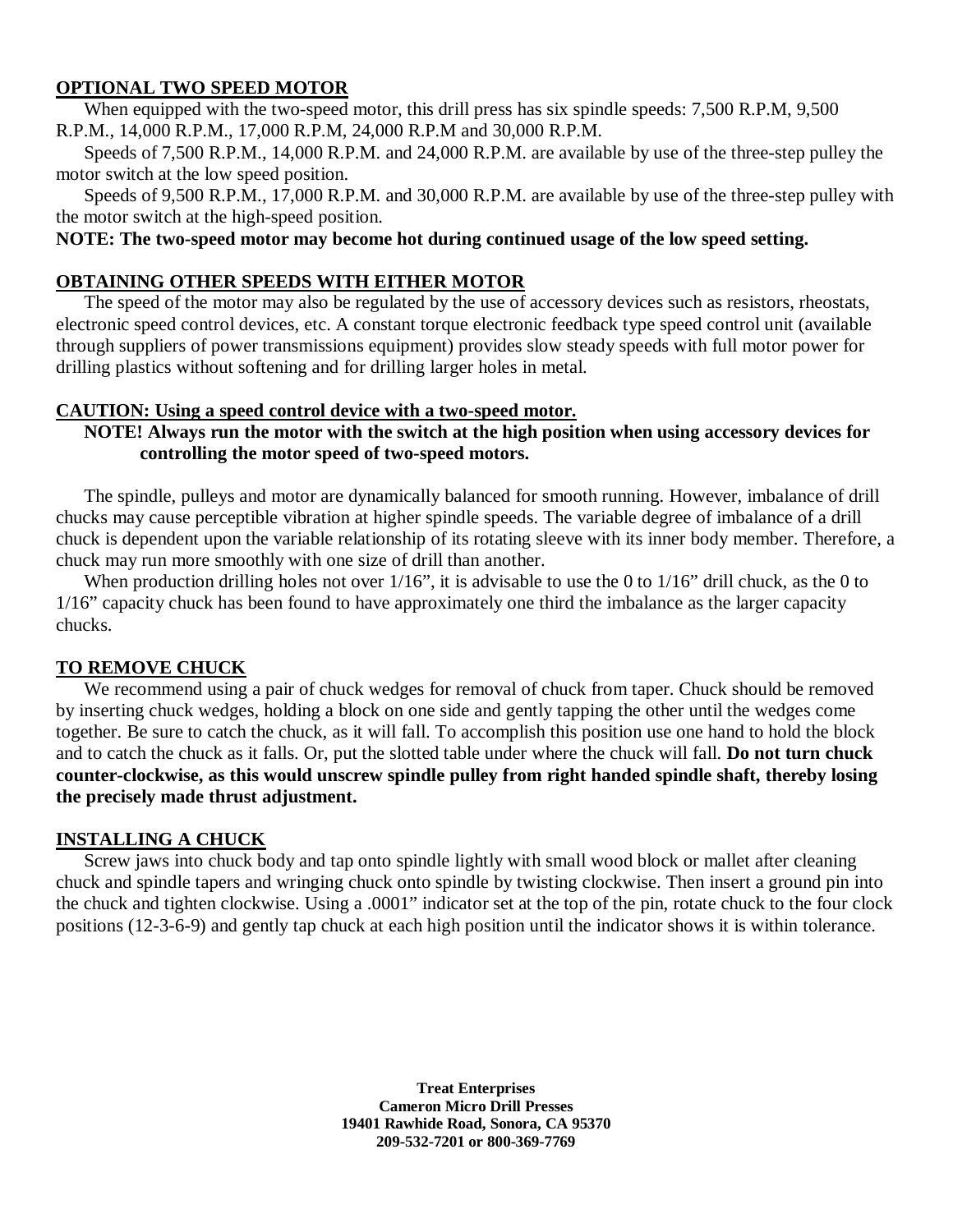## OPTIONAL TWO SPEED MOTOR

When equipped with the two-speed motor, this drill press has six spindle speeds: 7,500 R.P.M, 9,500 R.P.M., 14,000 R.P.M., 17,000 R.P.M, 24,000 R.P.M and 30,000 R.P.M.

Speeds of 7,500 R.P.M., 14,000 R.P.M. and 24,000 R.P.M. are available by use of the three-step pulley the motor switch at the low speed position.

Speeds of 9,500 R.P.M., 17,000 R.P.M. and 30,000 R.P.M. are available by use of the three-step pulley with the motor switch at the high-speed position.

**NOTE: The two-speed motor may become hot during continued usage of the low speed setting.**

## OBTAINING OTHER SPEEDS WITH EITHER MOTOR

The speed of the motor may also be regulated by the use of accessory devices such as resistors, rheostats, electronic speed control devices, etc. A constant torque electronic feedback type speed control unit (available through suppliers of power transmissions equipment) provides slow steady speeds with full motor power for drilling plastics without softening and for drilling larger holes in metal.

## CAUTION: Using a speed control device with a two-speed motor.

**NOTE! Always run the motor with the switch at the high position when using accessory devices for controlling the motor speed of two-speed motors.**

The spindle, pulleys and motor are dynamically balanced for smooth running. However, imbalance of drill chucks may cause perceptible vibration at higher spindle speeds. The variable degree of imbalance of a drill chuck is dependent upon the variable relationship of its rotating sleeve with its inner body member. Therefore, a chuck may run more smoothly with one size of drill than another.

When production drilling holes not over 1/16", it is advisable to use the 0 to 1/16" drill chuck, as the 0 to 1/16" capacity chuck has been found to have approximately one third the imbalance as the larger capacity chucks.

## TO REMOVE CHUCK

We recommend using a pair of chuck wedges for removal of chuck from taper. Chuck should be removed by inserting chuck wedges, holding a block on one side and gently tapping the other until the wedges come together. Be sure to catch the chuck, as it will fall. To accomplish this position use one hand to hold the block and to catch the chuck as it falls. Or, put the slotted table under where the chuck will fall. **Do not turn chuck counter-clockwise, as this would unscrew spindle pulley from right handed spindle shaft, thereby losing the precisely made thrust adjustment.**

## INSTALLING A CHUCK

Screw jaws into chuck body and tap onto spindle lightly with small wood block or mallet after cleaning chuck and spindle tapers and wringing chuck onto spindle by twisting clockwise. Then insert a ground pin into the chuck and tighten clockwise. Using a .0001" indicator set at the top of the pin, rotate chuck to the four clock positions (12-3-6-9) and gently tap chuck at each high position until the indicator shows it is within tolerance.

**Treat Enterprises**
**Cameron Micro Drill Presses**
**19401 Rawhide Road, Sonora, CA 95370**
**209-532-7201 or 800-369-7769**